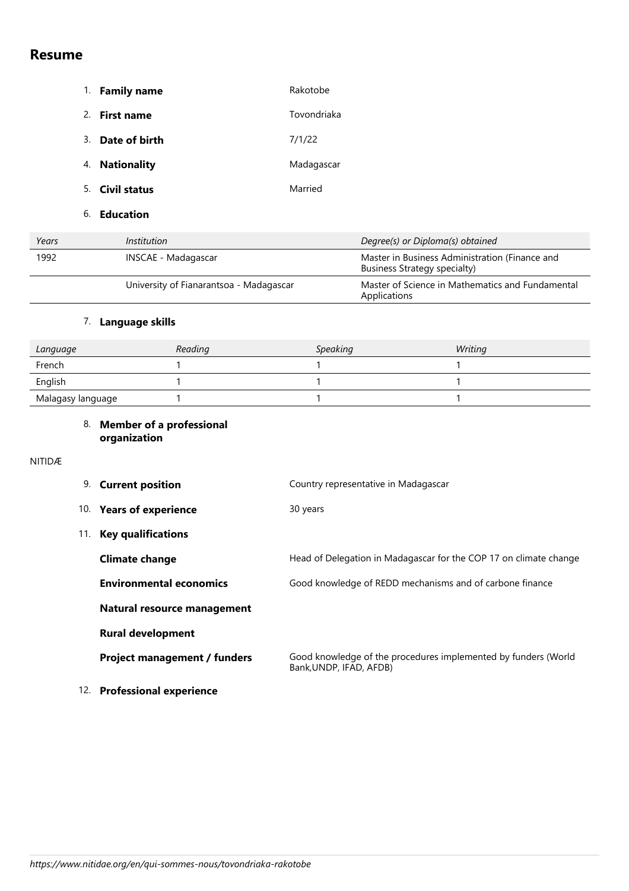# Resume

1. **Family name** Rakotobe
2. **First name** Tovondriaka
3. **Date of birth** 7/1/22
4. **Nationality** Madagascar
5. **Civil status** Married
6. **Education**

| *Years* | *Institution* | *Degree(s) or Diploma(s) obtained* |
|---|---|---|
| 1992 | INSCAE - Madagascar | Master in Business Administration (Finance and Business Strategy specialty) |
| | University of Fianarantsoa - Madagascar | Master of Science in Mathematics and Fundamental Applications |

7. **Language skills**

| *Language* | *Reading* | *Speaking* | *Writing* |
|---|---|---|---|
| French | 1 | 1 | 1 |
| English | 1 | 1 | 1 |
| Malagasy language | 1 | 1 | 1 |

8. **Member of a professional organization**

NITIDÆ

9. **Current position** Country representative in Madagascar
10. **Years of experience** 30 years
11. **Key qualifications**

**Climate change** Head of Delegation in Madagascar for the COP 17 on climate change

**Environmental economics** Good knowledge of REDD mechanisms and of carbone finance

**Natural resource management**

**Rural development**

**Project management / funders** Good knowledge of the procedures implemented by funders (World Bank,UNDP, IFAD, AFDB)

12. **Professional experience**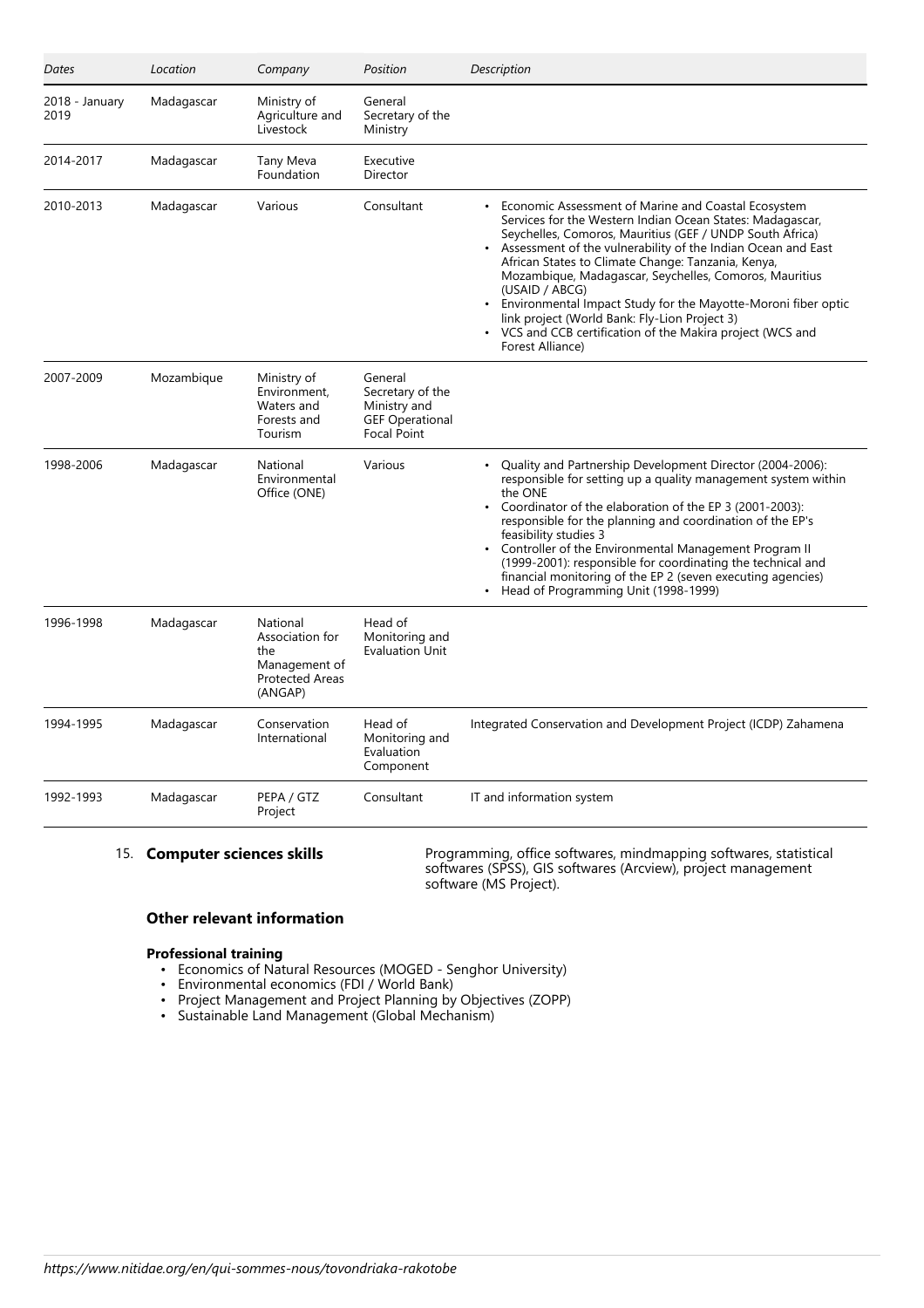| *Dates* | *Location* | *Company* | *Position* | *Description* |
|---|---|---|---|---|
| 2018 - January 2019 | Madagascar | Ministry of Agriculture and Livestock | General Secretary of the Ministry | |
| 2014-2017 | Madagascar | Tany Meva Foundation | Executive Director | |
| 2010-2013 | Madagascar | Various | Consultant | • Economic Assessment of Marine and Coastal Ecosystem Services for the Western Indian Ocean States: Madagascar, Seychelles, Comoros, Mauritius (GEF / UNDP South Africa)<br>• Assessment of the vulnerability of the Indian Ocean and East African States to Climate Change: Tanzania, Kenya, Mozambique, Madagascar, Seychelles, Comoros, Mauritius (USAID / ABCG)<br>• Environmental Impact Study for the Mayotte-Moroni fiber optic link project (World Bank: Fly-Lion Project 3)<br>• VCS and CCB certification of the Makira project (WCS and Forest Alliance) |
| 2007-2009 | Mozambique | Ministry of Environment, Waters and Forests and Tourism | General Secretary of the Ministry and GEF Operational Focal Point | |
| 1998-2006 | Madagascar | National Environmental Office (ONE) | Various | • Quality and Partnership Development Director (2004-2006): responsible for setting up a quality management system within the ONE<br>• Coordinator of the elaboration of the EP 3 (2001-2003): responsible for the planning and coordination of the EP's feasibility studies 3<br>• Controller of the Environmental Management Program II (1999-2001): responsible for coordinating the technical and financial monitoring of the EP 2 (seven executing agencies)<br>• Head of Programming Unit (1998-1999) |
| 1996-1998 | Madagascar | National Association for the Management of Protected Areas (ANGAP) | Head of Monitoring and Evaluation Unit | |
| 1994-1995 | Madagascar | Conservation International | Head of Monitoring and Evaluation Component | Integrated Conservation and Development Project (ICDP) Zahamena |
| 1992-1993 | Madagascar | PEPA / GTZ Project | Consultant | IT and information system |

15. **Computer sciences skills**

Programming, office softwares, mindmapping softwares, statistical softwares (SPSS), GIS softwares (Arcview), project management software (MS Project).

### Other relevant information

**Professional training**

- Economics of Natural Resources (MOGED - Senghor University)
- Environmental economics (FDI / World Bank)
- Project Management and Project Planning by Objectives (ZOPP)
- Sustainable Land Management (Global Mechanism)